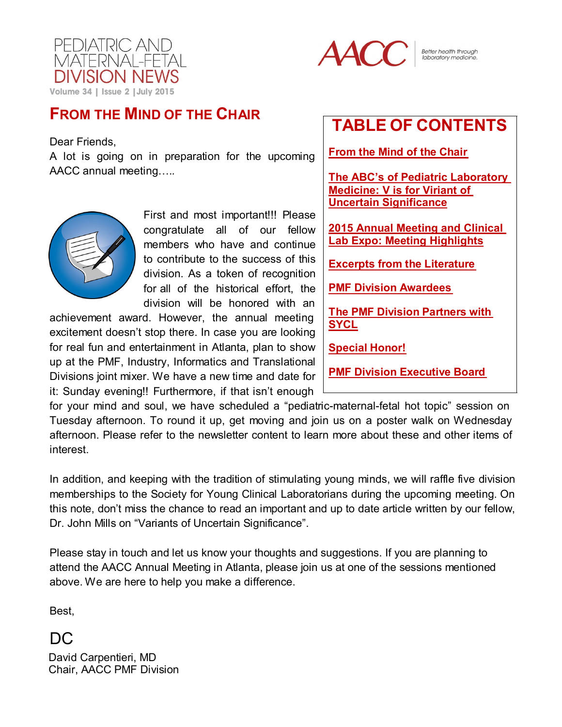# PEDIATRIC AND MATERNAL-FETAL DIVISION NEWS

Volume 34 | Issue 2 | July 2015

AACC — Better health through laboratory medicine.

## TABLE OF CONTENTS

- From the Mind of the Chair
- The ABC's of Pediatric Laboratory Medicine: V is for Viriant of Uncertain Significance
- 2015 Annual Meeting and Clinical Lab Expo: Meeting Highlights
- Excerpts from the Literature
- PMF Division Awardees
- The PMF Division Partners with SYCL
- Special Honor!
- PMF Division Executive Board

## FROM THE MIND OF THE CHAIR

Dear Friends,

A lot is going on in preparation for the upcoming AACC annual meeting…..

First and most important!!! Please congratulate all of our fellow members who have and continue to contribute to the success of this division. As a token of recognition for all of the historical effort, the division will be honored with an achievement award. However, the annual meeting excitement doesn't stop there. In case you are looking for real fun and entertainment in Atlanta, plan to show up at the PMF, Industry, Informatics and Translational Divisions joint mixer. We have a new time and date for it: Sunday evening!! Furthermore, if that isn't enough for your mind and soul, we have scheduled a "pediatric-maternal-fetal hot topic" session on Tuesday afternoon. To round it up, get moving and join us on a poster walk on Wednesday afternoon. Please refer to the newsletter content to learn more about these and other items of interest.

In addition, and keeping with the tradition of stimulating young minds, we will raffle five division memberships to the Society for Young Clinical Laboratorians during the upcoming meeting. On this note, don't miss the chance to read an important and up to date article written by our fellow, Dr. John Mills on "Variants of Uncertain Significance".

Please stay in touch and let us know your thoughts and suggestions. If you are planning to attend the AACC Annual Meeting in Atlanta, please join us at one of the sessions mentioned above. We are here to help you make a difference.

Best,

DC

David Carpentieri, MD
Chair, AACC PMF Division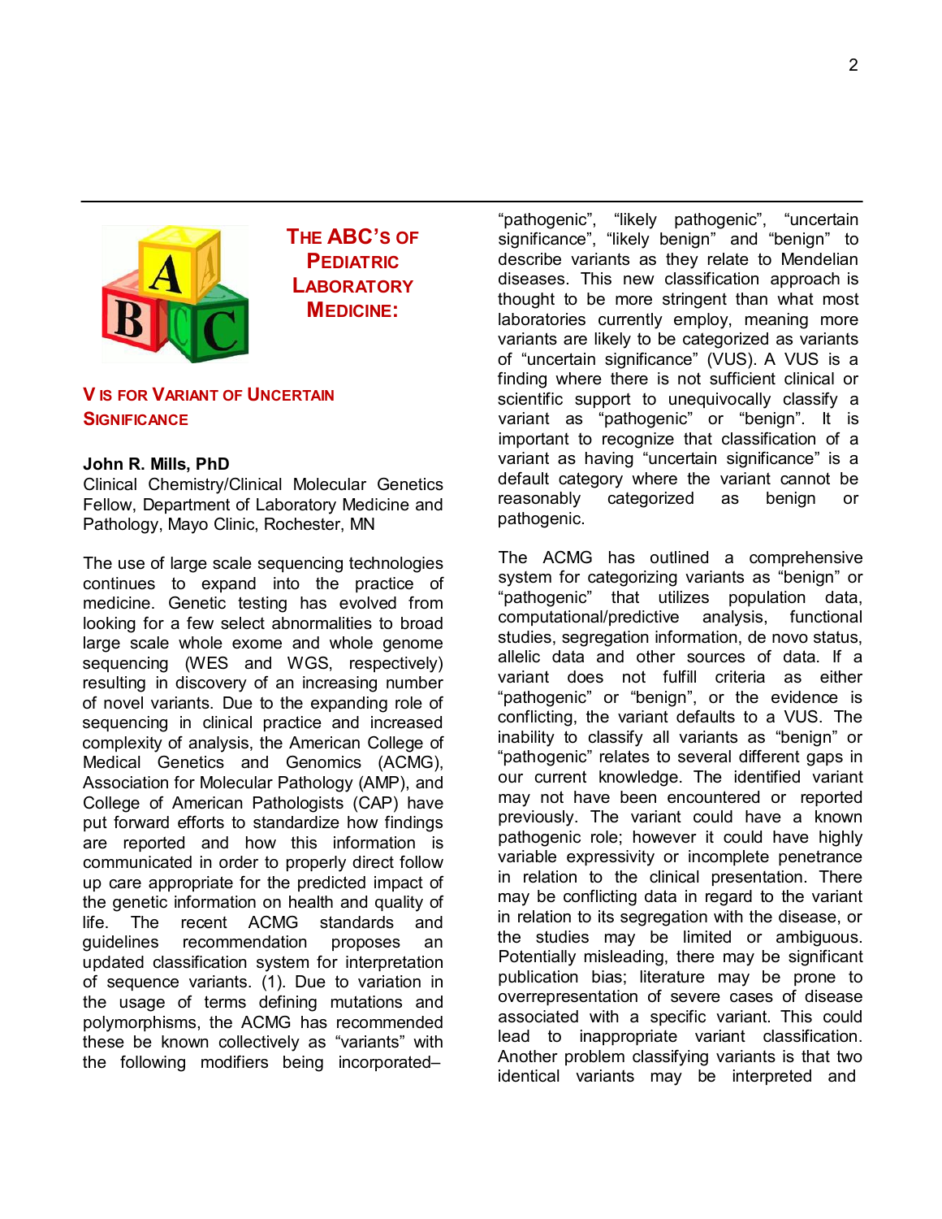# The ABC's of Pediatric Laboratory Medicine:

## V is for Variant of Uncertain Significance

**John R. Mills, PhD**
Clinical Chemistry/Clinical Molecular Genetics Fellow, Department of Laboratory Medicine and Pathology, Mayo Clinic, Rochester, MN

The use of large scale sequencing technologies continues to expand into the practice of medicine. Genetic testing has evolved from looking for a few select abnormalities to broad large scale whole exome and whole genome sequencing (WES and WGS, respectively) resulting in discovery of an increasing number of novel variants. Due to the expanding role of sequencing in clinical practice and increased complexity of analysis, the American College of Medical Genetics and Genomics (ACMG), Association for Molecular Pathology (AMP), and College of American Pathologists (CAP) have put forward efforts to standardize how findings are reported and how this information is communicated in order to properly direct follow up care appropriate for the predicted impact of the genetic information on health and quality of life. The recent ACMG standards and guidelines recommendation proposes an updated classification system for interpretation of sequence variants. (1). Due to variation in the usage of terms defining mutations and polymorphisms, the ACMG has recommended these be known collectively as "variants" with the following modifiers being incorporated– "pathogenic", "likely pathogenic", "uncertain significance", "likely benign" and "benign" to describe variants as they relate to Mendelian diseases. This new classification approach is thought to be more stringent than what most laboratories currently employ, meaning more variants are likely to be categorized as variants of "uncertain significance" (VUS). A VUS is a finding where there is not sufficient clinical or scientific support to unequivocally classify a variant as "pathogenic" or "benign". It is important to recognize that classification of a variant as having "uncertain significance" is a default category where the variant cannot be reasonably categorized as benign or pathogenic.

The ACMG has outlined a comprehensive system for categorizing variants as "benign" or "pathogenic" that utilizes population data, computational/predictive analysis, functional studies, segregation information, de novo status, allelic data and other sources of data. If a variant does not fulfill criteria as either "pathogenic" or "benign", or the evidence is conflicting, the variant defaults to a VUS. The inability to classify all variants as "benign" or "pathogenic" relates to several different gaps in our current knowledge. The identified variant may not have been encountered or reported previously. The variant could have a known pathogenic role; however it could have highly variable expressivity or incomplete penetrance in relation to the clinical presentation. There may be conflicting data in regard to the variant in relation to its segregation with the disease, or the studies may be limited or ambiguous. Potentially misleading, there may be significant publication bias; literature may be prone to overrepresentation of severe cases of disease associated with a specific variant. This could lead to inappropriate variant classification. Another problem classifying variants is that two identical variants may be interpreted and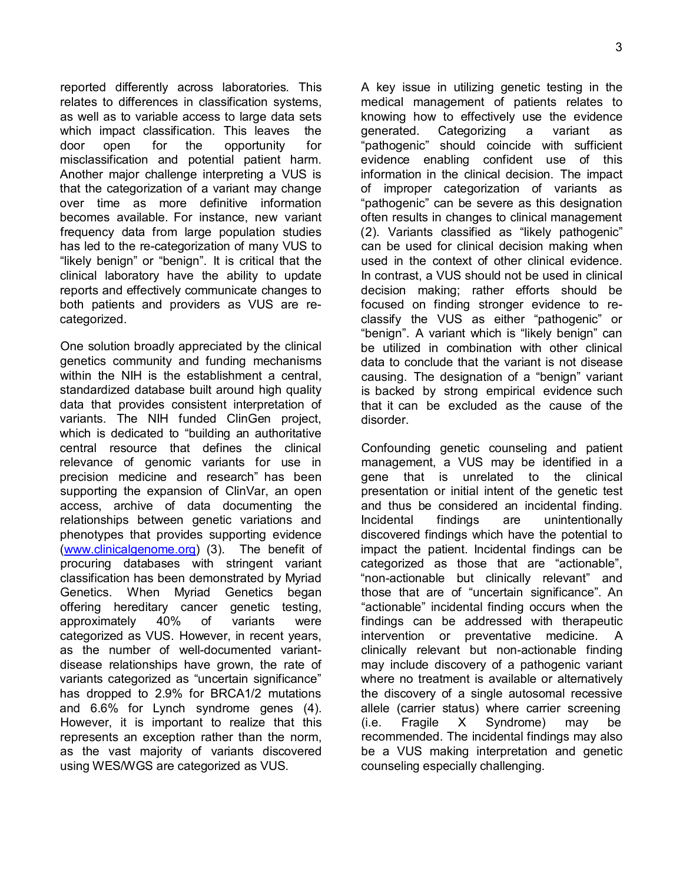reported differently across laboratories. This relates to differences in classification systems, as well as to variable access to large data sets which impact classification. This leaves the door open for the opportunity for misclassification and potential patient harm. Another major challenge interpreting a VUS is that the categorization of a variant may change over time as more definitive information becomes available. For instance, new variant frequency data from large population studies has led to the re-categorization of many VUS to “likely benign” or “benign”. It is critical that the clinical laboratory have the ability to update reports and effectively communicate changes to both patients and providers as VUS are re-categorized.

One solution broadly appreciated by the clinical genetics community and funding mechanisms within the NIH is the establishment a central, standardized database built around high quality data that provides consistent interpretation of variants. The NIH funded ClinGen project, which is dedicated to “building an authoritative central resource that defines the clinical relevance of genomic variants for use in precision medicine and research” has been supporting the expansion of ClinVar, an open access, archive of data documenting the relationships between genetic variations and phenotypes that provides supporting evidence ([www.clinicalgenome.org](www.clinicalgenome.org)) (3). The benefit of procuring databases with stringent variant classification has been demonstrated by Myriad Genetics. When Myriad Genetics began offering hereditary cancer genetic testing, approximately 40% of variants were categorized as VUS. However, in recent years, as the number of well-documented variant-disease relationships have grown, the rate of variants categorized as “uncertain significance” has dropped to 2.9% for BRCA1/2 mutations and 6.6% for Lynch syndrome genes (4). However, it is important to realize that this represents an exception rather than the norm, as the vast majority of variants discovered using WES/WGS are categorized as VUS.

A key issue in utilizing genetic testing in the medical management of patients relates to knowing how to effectively use the evidence generated. Categorizing a variant as “pathogenic” should coincide with sufficient evidence enabling confident use of this information in the clinical decision. The impact of improper categorization of variants as “pathogenic” can be severe as this designation often results in changes to clinical management (2). Variants classified as “likely pathogenic” can be used for clinical decision making when used in the context of other clinical evidence. In contrast, a VUS should not be used in clinical decision making; rather efforts should be focused on finding stronger evidence to re-classify the VUS as either “pathogenic” or “benign”. A variant which is “likely benign” can be utilized in combination with other clinical data to conclude that the variant is not disease causing. The designation of a “benign” variant is backed by strong empirical evidence such that it can be excluded as the cause of the disorder.

Confounding genetic counseling and patient management, a VUS may be identified in a gene that is unrelated to the clinical presentation or initial intent of the genetic test and thus be considered an incidental finding. Incidental findings are unintentionally discovered findings which have the potential to impact the patient. Incidental findings can be categorized as those that are “actionable”, “non-actionable but clinically relevant” and those that are of “uncertain significance”. An “actionable” incidental finding occurs when the findings can be addressed with therapeutic intervention or preventative medicine. A clinically relevant but non-actionable finding may include discovery of a pathogenic variant where no treatment is available or alternatively the discovery of a single autosomal recessive allele (carrier status) where carrier screening (i.e. Fragile X Syndrome) may be recommended. The incidental findings may also be a VUS making interpretation and genetic counseling especially challenging.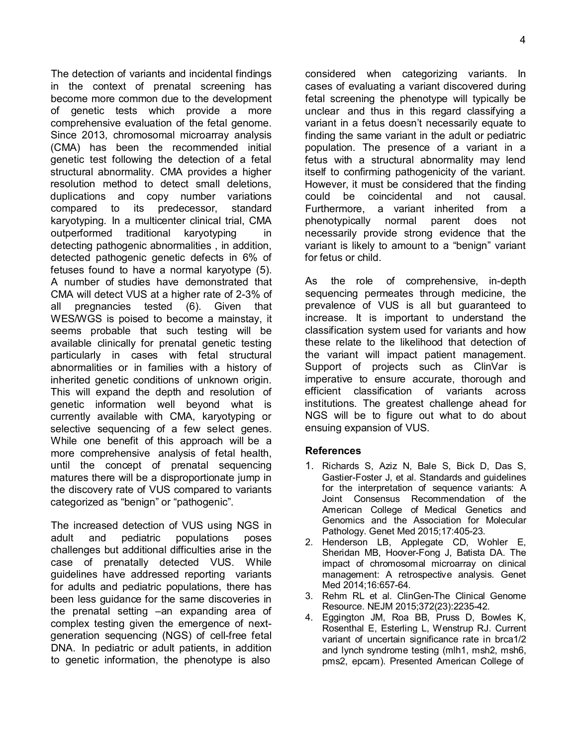The detection of variants and incidental findings in the context of prenatal screening has become more common due to the development of genetic tests which provide a more comprehensive evaluation of the fetal genome. Since 2013, chromosomal microarray analysis (CMA) has been the recommended initial genetic test following the detection of a fetal structural abnormality. CMA provides a higher resolution method to detect small deletions, duplications and copy number variations compared to its predecessor, standard karyotyping. In a multicenter clinical trial, CMA outperformed traditional karyotyping in detecting pathogenic abnormalities , in addition, detected pathogenic genetic defects in 6% of fetuses found to have a normal karyotype (5). A number of studies have demonstrated that CMA will detect VUS at a higher rate of 2-3% of all pregnancies tested (6). Given that WES/WGS is poised to become a mainstay, it seems probable that such testing will be available clinically for prenatal genetic testing particularly in cases with fetal structural abnormalities or in families with a history of inherited genetic conditions of unknown origin. This will expand the depth and resolution of genetic information well beyond what is currently available with CMA, karyotyping or selective sequencing of a few select genes. While one benefit of this approach will be a more comprehensive analysis of fetal health, until the concept of prenatal sequencing matures there will be a disproportionate jump in the discovery rate of VUS compared to variants categorized as "benign" or "pathogenic".

The increased detection of VUS using NGS in adult and pediatric populations poses challenges but additional difficulties arise in the case of prenatally detected VUS. While guidelines have addressed reporting variants for adults and pediatric populations, there has been less guidance for the same discoveries in the prenatal setting –an expanding area of complex testing given the emergence of next-generation sequencing (NGS) of cell-free fetal DNA. In pediatric or adult patients, in addition to genetic information, the phenotype is also considered when categorizing variants. In cases of evaluating a variant discovered during fetal screening the phenotype will typically be unclear and thus in this regard classifying a variant in a fetus doesn't necessarily equate to finding the same variant in the adult or pediatric population. The presence of a variant in a fetus with a structural abnormality may lend itself to confirming pathogenicity of the variant. However, it must be considered that the finding could be coincidental and not causal. Furthermore, a variant inherited from a phenotypically normal parent does not necessarily provide strong evidence that the variant is likely to amount to a "benign" variant for fetus or child.

As the role of comprehensive, in-depth sequencing permeates through medicine, the prevalence of VUS is all but guaranteed to increase. It is important to understand the classification system used for variants and how these relate to the likelihood that detection of the variant will impact patient management. Support of projects such as ClinVar is imperative to ensure accurate, thorough and efficient classification of variants across institutions. The greatest challenge ahead for NGS will be to figure out what to do about ensuing expansion of VUS.

### References

1. Richards S, Aziz N, Bale S, Bick D, Das S, Gastier-Foster J, et al. Standards and guidelines for the interpretation of sequence variants: A Joint Consensus Recommendation of the American College of Medical Genetics and Genomics and the Association for Molecular Pathology. Genet Med 2015;17:405-23.
2. Henderson LB, Applegate CD, Wohler E, Sheridan MB, Hoover-Fong J, Batista DA. The impact of chromosomal microarray on clinical management: A retrospective analysis. Genet Med 2014;16:657-64.
3. Rehm RL et al. ClinGen-The Clinical Genome Resource. NEJM 2015;372(23):2235-42.
4. Eggington JM, Roa BB, Pruss D, Bowles K, Rosenthal E, Esterling L, Wenstrup RJ. Current variant of uncertain significance rate in brca1/2 and lynch syndrome testing (mlh1, msh2, msh6, pms2, epcam). Presented American College of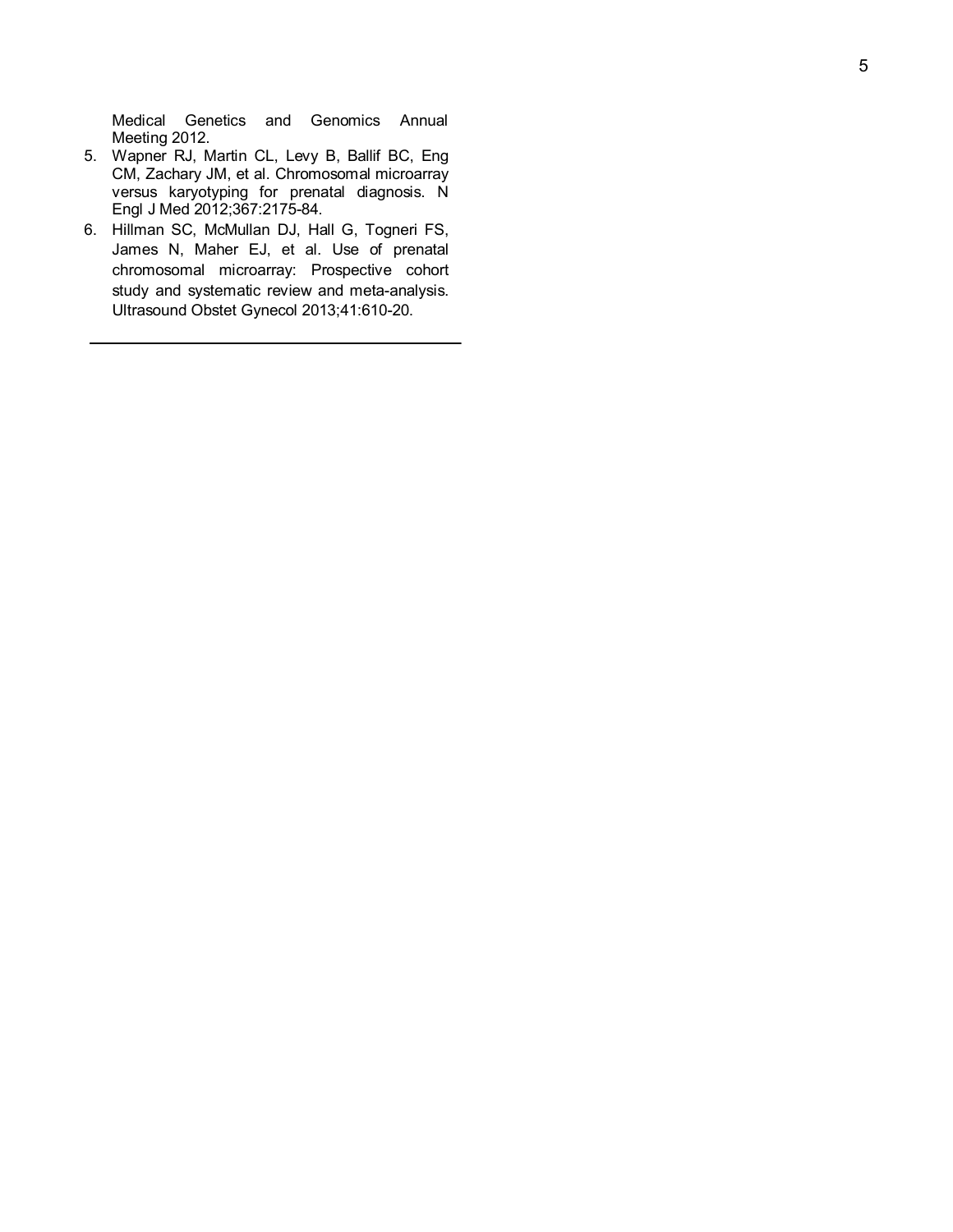Medical Genetics and Genomics Annual Meeting 2012.

5. Wapner RJ, Martin CL, Levy B, Ballif BC, Eng CM, Zachary JM, et al. Chromosomal microarray versus karyotyping for prenatal diagnosis. N Engl J Med 2012;367:2175-84.
6. Hillman SC, McMullan DJ, Hall G, Togneri FS, James N, Maher EJ, et al. Use of prenatal chromosomal microarray: Prospective cohort study and systematic review and meta-analysis. Ultrasound Obstet Gynecol 2013;41:610-20.

---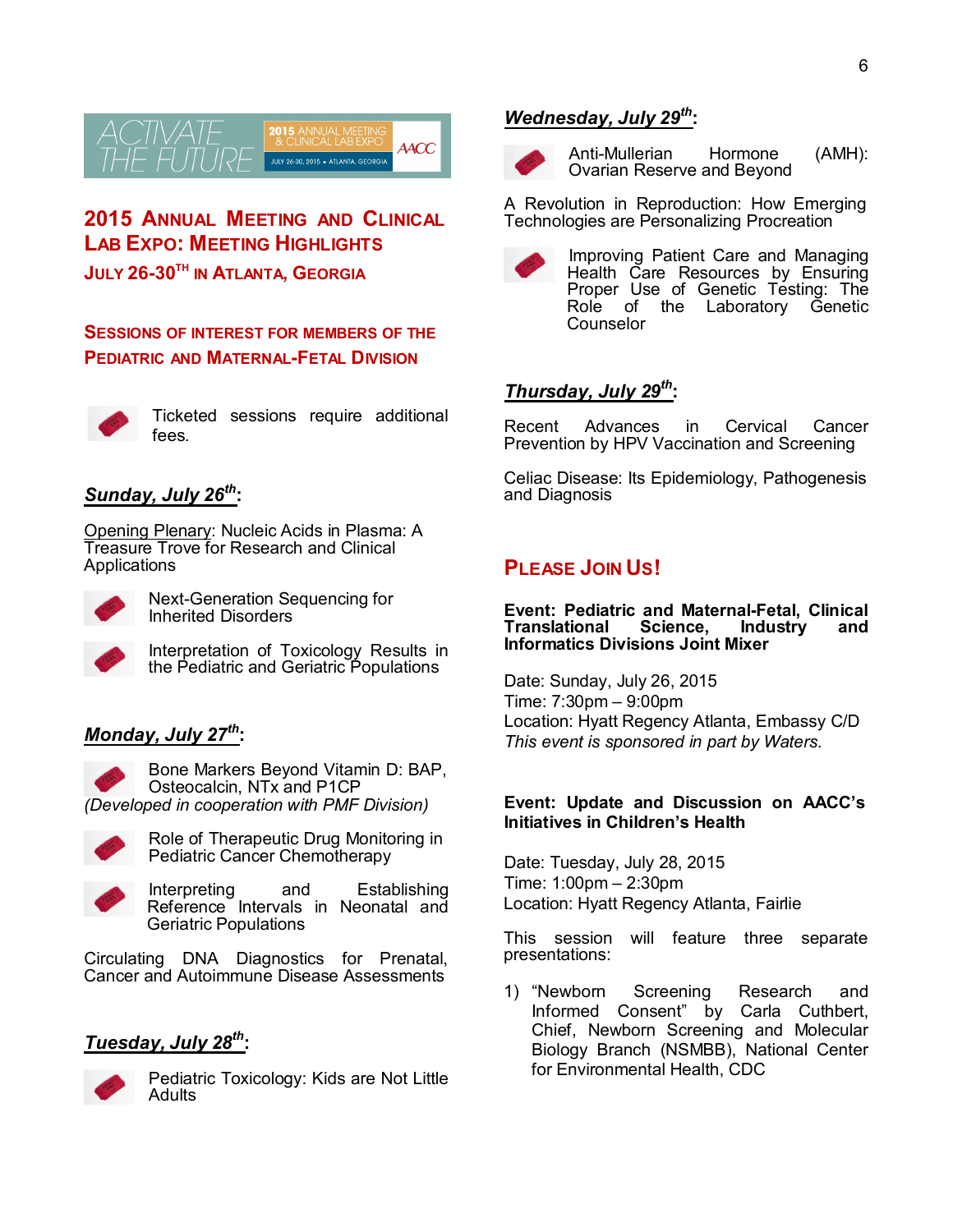ACTIVATE THE FUTURE — 2015 ANNUAL MEETING & CLINICAL LAB EXPO — JULY 26-30, 2015 • ATLANTA, GEORGIA — AACC

## 2015 Annual Meeting and Clinical Lab Expo: Meeting Highlights

### July 26-30th in Atlanta, Georgia

### Sessions of Interest for Members of the Pediatric and Maternal-Fetal Division

[Ticket] Ticketed sessions require additional fees.

***Sunday, July 26th:***

Opening Plenary: Nucleic Acids in Plasma: A Treasure Trove for Research and Clinical Applications

[Ticket] Next-Generation Sequencing for Inherited Disorders

[Ticket] Interpretation of Toxicology Results in the Pediatric and Geriatric Populations

***Monday, July 27th:***

[Ticket] Bone Markers Beyond Vitamin D: BAP, Osteocalcin, NTx and P1CP
*(Developed in cooperation with PMF Division)*

[Ticket] Role of Therapeutic Drug Monitoring in Pediatric Cancer Chemotherapy

[Ticket] Interpreting and Establishing Reference Intervals in Neonatal and Geriatric Populations

Circulating DNA Diagnostics for Prenatal, Cancer and Autoimmune Disease Assessments

***Tuesday, July 28th:***

[Ticket] Pediatric Toxicology: Kids are Not Little Adults

***Wednesday, July 29th:***

[Ticket] Anti-Mullerian Hormone (AMH): Ovarian Reserve and Beyond

A Revolution in Reproduction: How Emerging Technologies are Personalizing Procreation

[Ticket] Improving Patient Care and Managing Health Care Resources by Ensuring Proper Use of Genetic Testing: The Role of the Laboratory Genetic Counselor

***Thursday, July 29th:***

Recent Advances in Cervical Cancer Prevention by HPV Vaccination and Screening

Celiac Disease: Its Epidemiology, Pathogenesis and Diagnosis

## Please Join Us!

**Event: Pediatric and Maternal-Fetal, Clinical Translational Science, Industry and Informatics Divisions Joint Mixer**

Date: Sunday, July 26, 2015
Time: 7:30pm – 9:00pm
Location: Hyatt Regency Atlanta, Embassy C/D
*This event is sponsored in part by Waters.*

**Event: Update and Discussion on AACC's Initiatives in Children's Health**

Date: Tuesday, July 28, 2015
Time: 1:00pm – 2:30pm
Location: Hyatt Regency Atlanta, Fairlie

This session will feature three separate presentations:

1) "Newborn Screening Research and Informed Consent" by Carla Cuthbert, Chief, Newborn Screening and Molecular Biology Branch (NSMBB), National Center for Environmental Health, CDC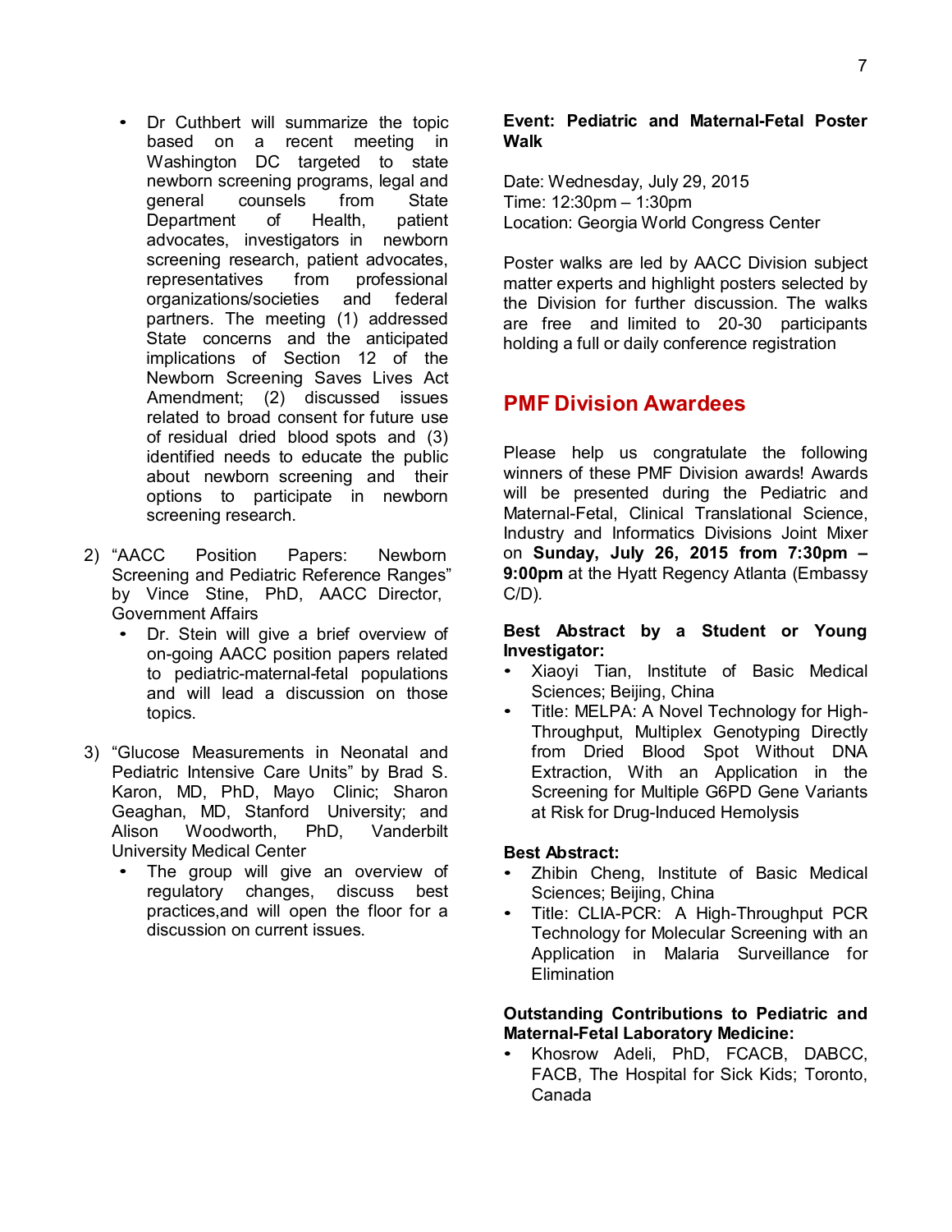- Dr Cuthbert will summarize the topic based on a recent meeting in Washington DC targeted to state newborn screening programs, legal and general counsels from State Department of Health, patient advocates, investigators in newborn screening research, patient advocates, representatives from professional organizations/societies and federal partners. The meeting (1) addressed State concerns and the anticipated implications of Section 12 of the Newborn Screening Saves Lives Act Amendment; (2) discussed issues related to broad consent for future use of residual dried blood spots and (3) identified needs to educate the public about newborn screening and their options to participate in newborn screening research.

2) "AACC Position Papers: Newborn Screening and Pediatric Reference Ranges" by Vince Stine, PhD, AACC Director, Government Affairs
   - Dr. Stein will give a brief overview of on-going AACC position papers related to pediatric-maternal-fetal populations and will lead a discussion on those topics.

3) "Glucose Measurements in Neonatal and Pediatric Intensive Care Units" by Brad S. Karon, MD, PhD, Mayo Clinic; Sharon Geaghan, MD, Stanford University; and Alison Woodworth, PhD, Vanderbilt University Medical Center
   - The group will give an overview of regulatory changes, discuss best practices,and will open the floor for a discussion on current issues.

**Event: Pediatric and Maternal-Fetal Poster Walk**

Date: Wednesday, July 29, 2015
Time: 12:30pm – 1:30pm
Location: Georgia World Congress Center

Poster walks are led by AACC Division subject matter experts and highlight posters selected by the Division for further discussion. The walks are free and limited to 20-30 participants holding a full or daily conference registration

## PMF Division Awardees

Please help us congratulate the following winners of these PMF Division awards! Awards will be presented during the Pediatric and Maternal-Fetal, Clinical Translational Science, Industry and Informatics Divisions Joint Mixer on **Sunday, July 26, 2015 from 7:30pm – 9:00pm** at the Hyatt Regency Atlanta (Embassy C/D).

**Best Abstract by a Student or Young Investigator:**

- Xiaoyi Tian, Institute of Basic Medical Sciences; Beijing, China
- Title: MELPA: A Novel Technology for High-Throughput, Multiplex Genotyping Directly from Dried Blood Spot Without DNA Extraction, With an Application in the Screening for Multiple G6PD Gene Variants at Risk for Drug-Induced Hemolysis

**Best Abstract:**

- Zhibin Cheng, Institute of Basic Medical Sciences; Beijing, China
- Title: CLIA-PCR: A High-Throughput PCR Technology for Molecular Screening with an Application in Malaria Surveillance for Elimination

**Outstanding Contributions to Pediatric and Maternal-Fetal Laboratory Medicine:**

- Khosrow Adeli, PhD, FCACB, DABCC, FACB, The Hospital for Sick Kids; Toronto, Canada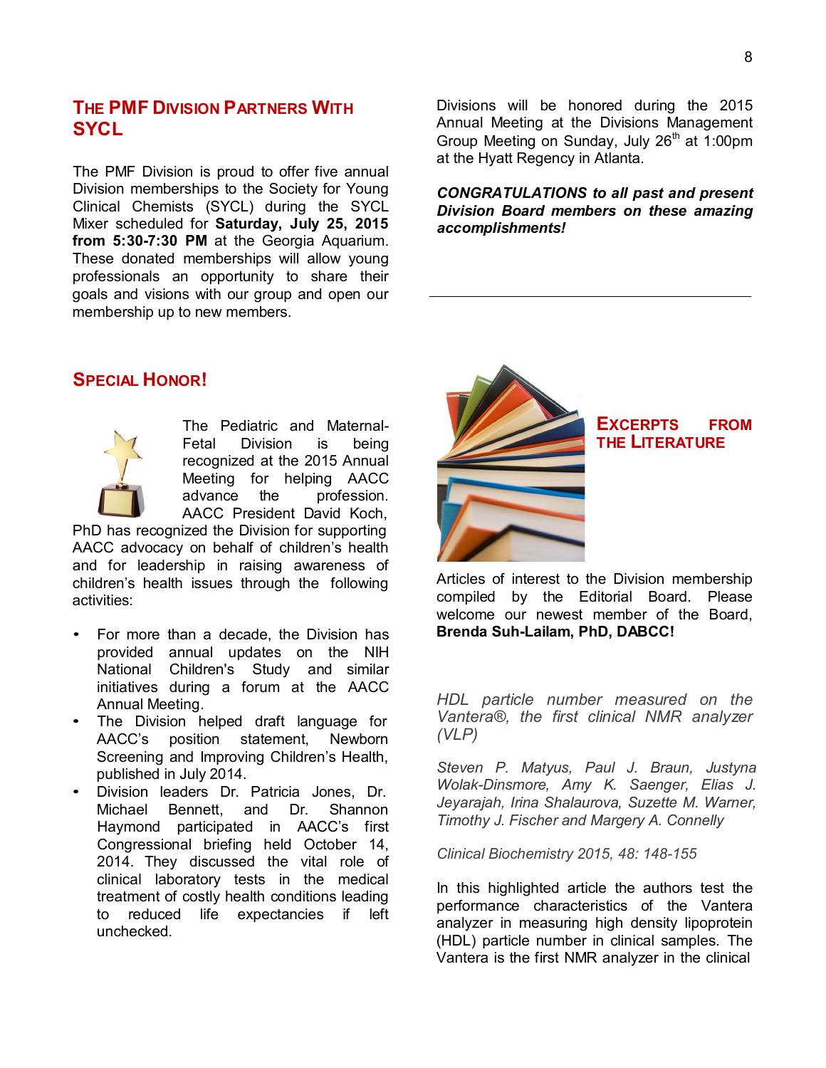## The PMF Division Partners With SYCL

The PMF Division is proud to offer five annual Division memberships to the Society for Young Clinical Chemists (SYCL) during the SYCL Mixer scheduled for **Saturday, July 25, 2015 from 5:30-7:30 PM** at the Georgia Aquarium. These donated memberships will allow young professionals an opportunity to share their goals and visions with our group and open our membership up to new members.

## Special Honor!

The Pediatric and Maternal-Fetal Division is being recognized at the 2015 Annual Meeting for helping AACC advance the profession. AACC President David Koch, PhD has recognized the Division for supporting AACC advocacy on behalf of children's health and for leadership in raising awareness of children's health issues through the following activities:

- For more than a decade, the Division has provided annual updates on the NIH National Children's Study and similar initiatives during a forum at the AACC Annual Meeting.
- The Division helped draft language for AACC's position statement, Newborn Screening and Improving Children's Health, published in July 2014.
- Division leaders Dr. Patricia Jones, Dr. Michael Bennett, and Dr. Shannon Haymond participated in AACC's first Congressional briefing held October 14, 2014. They discussed the vital role of clinical laboratory tests in the medical treatment of costly health conditions leading to reduced life expectancies if left unchecked.

Divisions will be honored during the 2015 Annual Meeting at the Divisions Management Group Meeting on Sunday, July 26th at 1:00pm at the Hyatt Regency in Atlanta.

***CONGRATULATIONS to all past and present Division Board members on these amazing accomplishments!***

---

## Excerpts from the Literature

Articles of interest to the Division membership compiled by the Editorial Board. Please welcome our newest member of the Board, **Brenda Suh-Lailam, PhD, DABCC!**

*HDL particle number measured on the Vantera®, the first clinical NMR analyzer (VLP)*

*Steven P. Matyus, Paul J. Braun, Justyna Wolak-Dinsmore, Amy K. Saenger, Elias J. Jeyarajah, Irina Shalaurova, Suzette M. Warner, Timothy J. Fischer and Margery A. Connelly*

*Clinical Biochemistry 2015, 48: 148-155*

In this highlighted article the authors test the performance characteristics of the Vantera analyzer in measuring high density lipoprotein (HDL) particle number in clinical samples. The Vantera is the first NMR analyzer in the clinical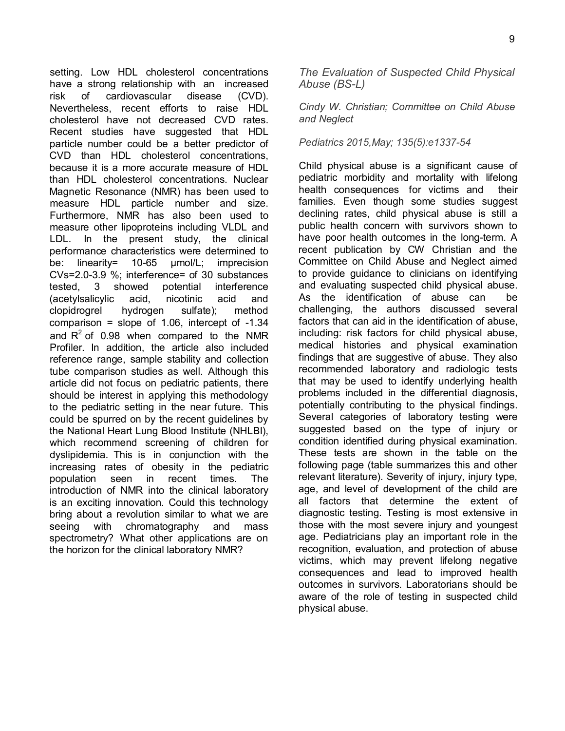setting. Low HDL cholesterol concentrations have a strong relationship with an increased risk of cardiovascular disease (CVD). Nevertheless, recent efforts to raise HDL cholesterol have not decreased CVD rates. Recent studies have suggested that HDL particle number could be a better predictor of CVD than HDL cholesterol concentrations, because it is a more accurate measure of HDL than HDL cholesterol concentrations. Nuclear Magnetic Resonance (NMR) has been used to measure HDL particle number and size. Furthermore, NMR has also been used to measure other lipoproteins including VLDL and LDL. In the present study, the clinical performance characteristics were determined to be: linearity= 10-65 μmol/L; imprecision CVs=2.0-3.9 %; interference= of 30 substances tested, 3 showed potential interference (acetylsalicylic acid, nicotinic acid and clopidrogrel hydrogen sulfate); method comparison = slope of 1.06, intercept of -1.34 and $R^2$ of 0.98 when compared to the NMR Profiler. In addition, the article also included reference range, sample stability and collection tube comparison studies as well. Although this article did not focus on pediatric patients, there should be interest in applying this methodology to the pediatric setting in the near future. This could be spurred on by the recent guidelines by the National Heart Lung Blood Institute (NHLBI), which recommend screening of children for dyslipidemia. This is in conjunction with the increasing rates of obesity in the pediatric population seen in recent times. The introduction of NMR into the clinical laboratory is an exciting innovation. Could this technology bring about a revolution similar to what we are seeing with chromatography and mass spectrometry? What other applications are on the horizon for the clinical laboratory NMR?

*The Evaluation of Suspected Child Physical Abuse (BS-L)*

*Cindy W. Christian; Committee on Child Abuse and Neglect*

*Pediatrics 2015,May; 135(5):e1337-54*

Child physical abuse is a significant cause of pediatric morbidity and mortality with lifelong health consequences for victims and their families. Even though some studies suggest declining rates, child physical abuse is still a public health concern with survivors shown to have poor health outcomes in the long-term. A recent publication by CW Christian and the Committee on Child Abuse and Neglect aimed to provide guidance to clinicians on identifying and evaluating suspected child physical abuse. As the identification of abuse can be challenging, the authors discussed several factors that can aid in the identification of abuse, including: risk factors for child physical abuse, medical histories and physical examination findings that are suggestive of abuse. They also recommended laboratory and radiologic tests that may be used to identify underlying health problems included in the differential diagnosis, potentially contributing to the physical findings. Several categories of laboratory testing were suggested based on the type of injury or condition identified during physical examination. These tests are shown in the table on the following page (table summarizes this and other relevant literature). Severity of injury, injury type, age, and level of development of the child are all factors that determine the extent of diagnostic testing. Testing is most extensive in those with the most severe injury and youngest age. Pediatricians play an important role in the recognition, evaluation, and protection of abuse victims, which may prevent lifelong negative consequences and lead to improved health outcomes in survivors. Laboratorians should be aware of the role of testing in suspected child physical abuse.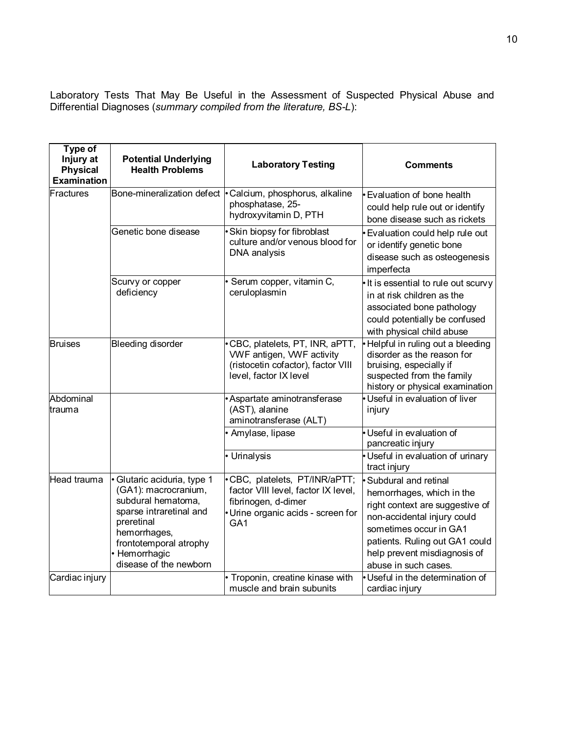Laboratory Tests That May Be Useful in the Assessment of Suspected Physical Abuse and Differential Diagnoses (*summary compiled from the literature, BS-L*):

| Type of Injury at Physical Examination | Potential Underlying Health Problems | Laboratory Testing | Comments |
|---|---|---|---|
| Fractures | Bone-mineralization defect | • Calcium, phosphorus, alkaline phosphatase, 25-hydroxyvitamin D, PTH | • Evaluation of bone health could help rule out or identify bone disease such as rickets |
| | Genetic bone disease | • Skin biopsy for fibroblast culture and/or venous blood for DNA analysis | • Evaluation could help rule out or identify genetic bone disease such as osteogenesis imperfecta |
| | Scurvy or copper deficiency | • Serum copper, vitamin C, ceruloplasmin | • It is essential to rule out scurvy in at risk children as the associated bone pathology could potentially be confused with physical child abuse |
| Bruises | Bleeding disorder | • CBC, platelets, PT, INR, aPTT, VWF antigen, VWF activity (ristocetin cofactor), factor VIII level, factor IX level | • Helpful in ruling out a bleeding disorder as the reason for bruising, especially if suspected from the family history or physical examination |
| Abdominal trauma | | • Aspartate aminotransferase (AST), alanine aminotransferase (ALT) | • Useful in evaluation of liver injury |
| | | • Amylase, lipase | • Useful in evaluation of pancreatic injury |
| | | • Urinalysis | • Useful in evaluation of urinary tract injury |
| Head trauma | • Glutaric aciduria, type 1 (GA1): macrocranium, subdural hematoma, sparse intraretinal and preretinal hemorrhages, frontotemporal atrophy<br>• Hemorrhagic disease of the newborn | • CBC, platelets, PT/INR/aPTT; factor VIII level, factor IX level, fibrinogen, d-dimer<br>• Urine organic acids - screen for GA1 | • Subdural and retinal hemorrhages, which in the right context are suggestive of non-accidental injury could sometimes occur in GA1 patients. Ruling out GA1 could help prevent misdiagnosis of abuse in such cases. |
| Cardiac injury | | • Troponin, creatine kinase with muscle and brain subunits | • Useful in the determination of cardiac injury |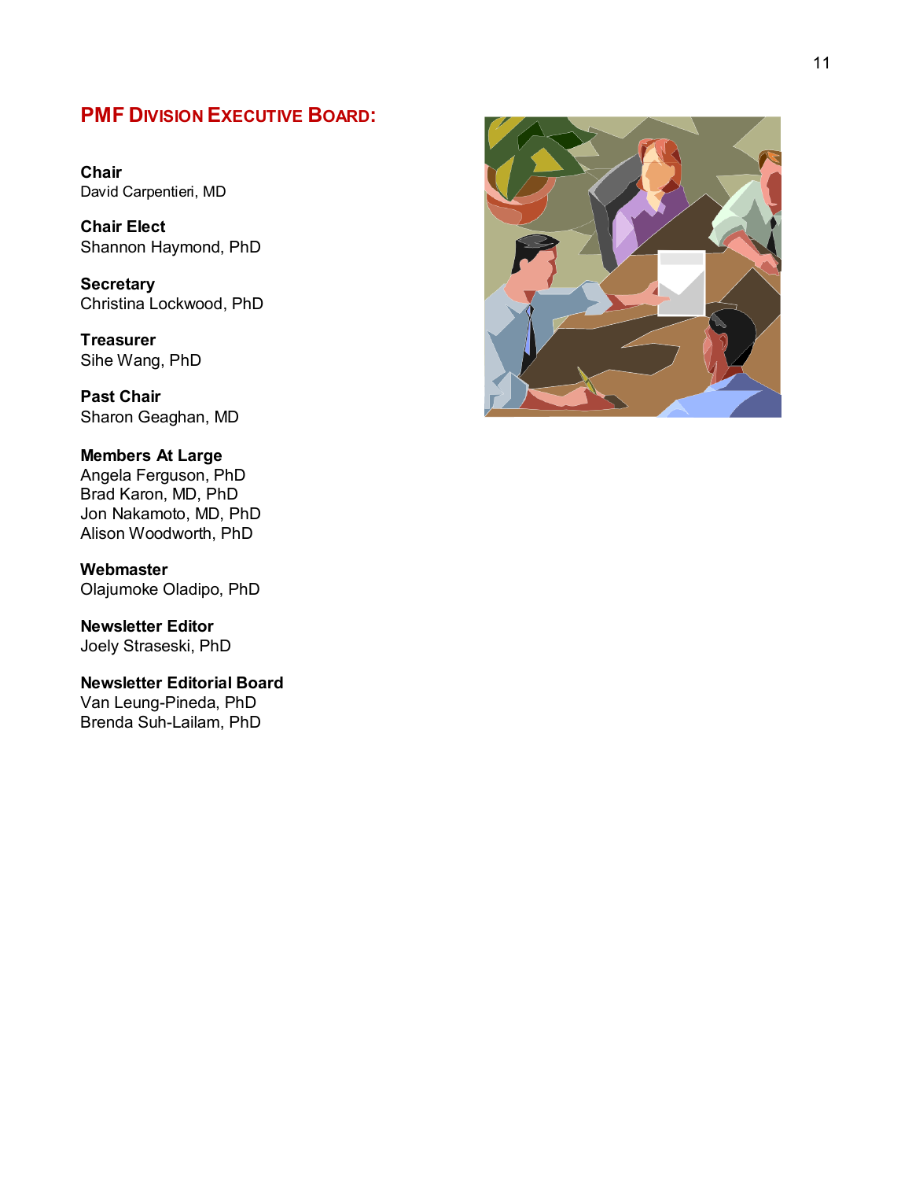## PMF DIVISION EXECUTIVE BOARD:

**Chair**
David Carpentieri, MD

**Chair Elect**
Shannon Haymond, PhD

**Secretary**
Christina Lockwood, PhD

**Treasurer**
Sihe Wang, PhD

**Past Chair**
Sharon Geaghan, MD

**Members At Large**
Angela Ferguson, PhD
Brad Karon, MD, PhD
Jon Nakamoto, MD, PhD
Alison Woodworth, PhD

**Webmaster**
Olajumoke Oladipo, PhD

**Newsletter Editor**
Joely Straseski, PhD

**Newsletter Editorial Board**
Van Leung-Pineda, PhD
Brenda Suh-Lailam, PhD